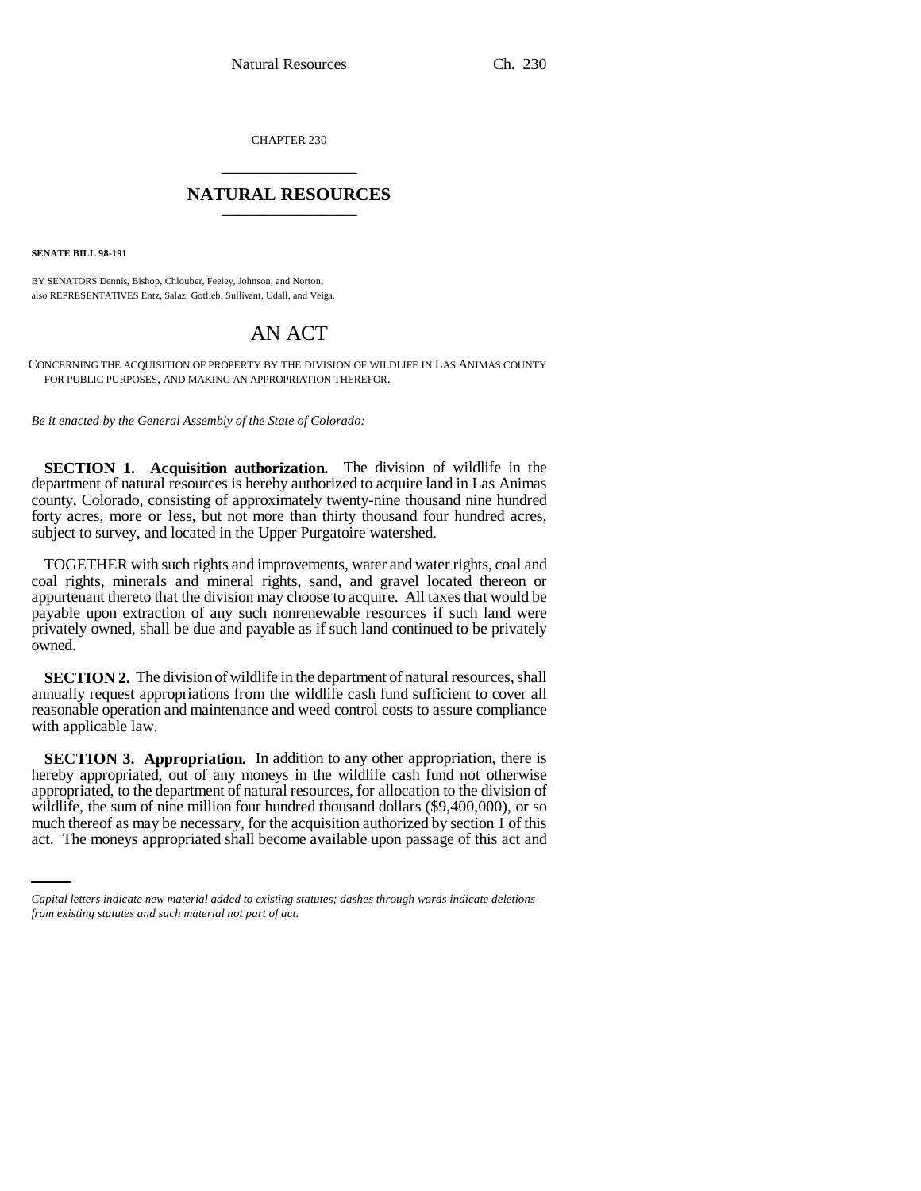CHAPTER 230

# NATURAL RESOURCES

**SENATE BILL 98-191**

BY SENATORS Dennis, Bishop, Chlouber, Feeley, Johnson, and Norton;
also REPRESENTATIVES Entz, Salaz, Gotlieb, Sullivant, Udall, and Veiga.

# AN ACT

CONCERNING THE ACQUISITION OF PROPERTY BY THE DIVISION OF WILDLIFE IN LAS ANIMAS COUNTY FOR PUBLIC PURPOSES, AND MAKING AN APPROPRIATION THEREFOR.

*Be it enacted by the General Assembly of the State of Colorado:*

**SECTION 1. Acquisition authorization.** The division of wildlife in the department of natural resources is hereby authorized to acquire land in Las Animas county, Colorado, consisting of approximately twenty-nine thousand nine hundred forty acres, more or less, but not more than thirty thousand four hundred acres, subject to survey, and located in the Upper Purgatoire watershed.

TOGETHER with such rights and improvements, water and water rights, coal and coal rights, minerals and mineral rights, sand, and gravel located thereon or appurtenant thereto that the division may choose to acquire. All taxes that would be payable upon extraction of any such nonrenewable resources if such land were privately owned, shall be due and payable as if such land continued to be privately owned.

**SECTION 2.** The division of wildlife in the department of natural resources, shall annually request appropriations from the wildlife cash fund sufficient to cover all reasonable operation and maintenance and weed control costs to assure compliance with applicable law.

**SECTION 3. Appropriation.** In addition to any other appropriation, there is hereby appropriated, out of any moneys in the wildlife cash fund not otherwise appropriated, to the department of natural resources, for allocation to the division of wildlife, the sum of nine million four hundred thousand dollars ($9,400,000), or so much thereof as may be necessary, for the acquisition authorized by section 1 of this act. The moneys appropriated shall become available upon passage of this act and

*Capital letters indicate new material added to existing statutes; dashes through words indicate deletions from existing statutes and such material not part of act.*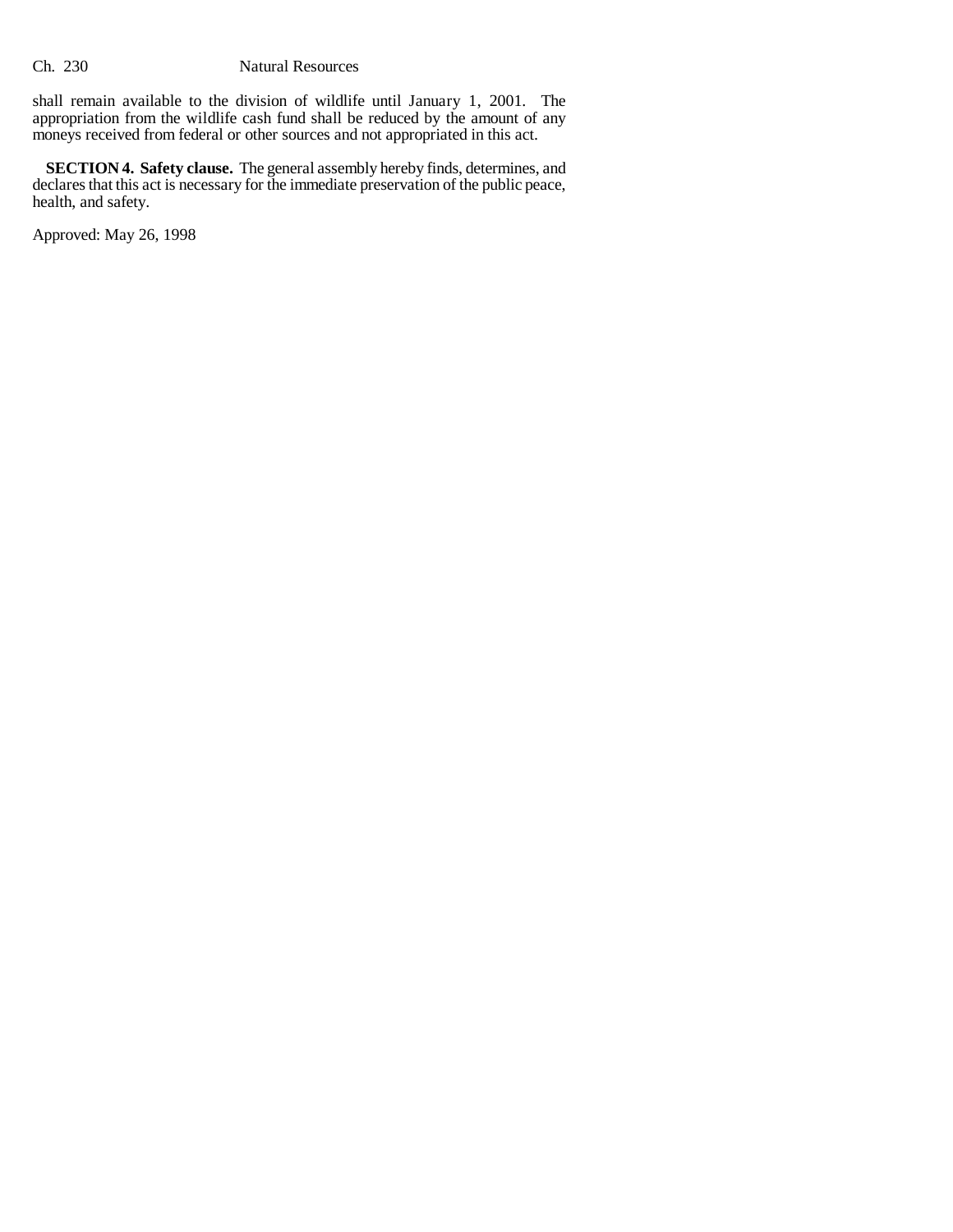shall remain available to the division of wildlife until January 1, 2001. The appropriation from the wildlife cash fund shall be reduced by the amount of any moneys received from federal or other sources and not appropriated in this act.

**SECTION 4. Safety clause.** The general assembly hereby finds, determines, and declares that this act is necessary for the immediate preservation of the public peace, health, and safety.

Approved: May 26, 1998